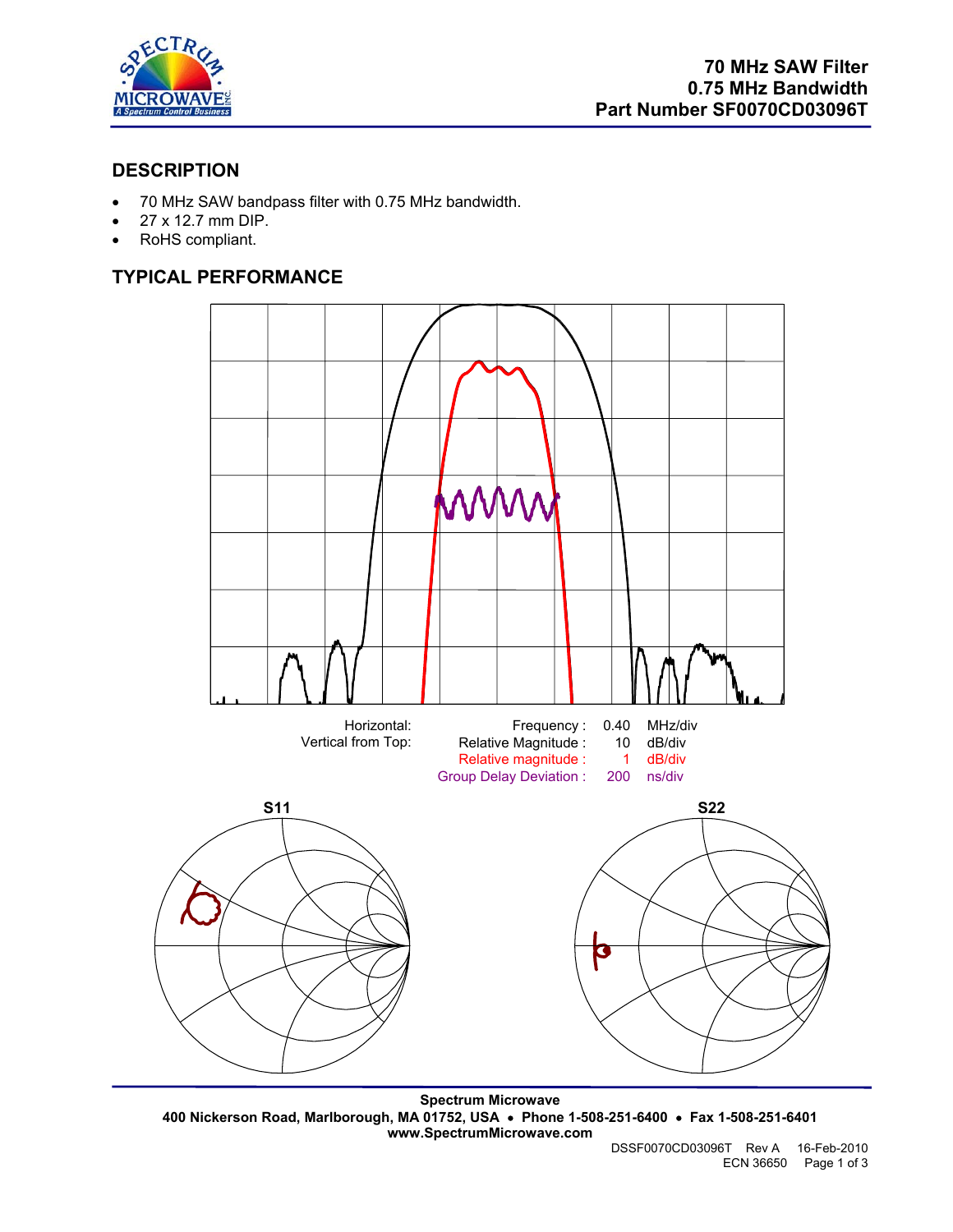# 70 MHz SAW Filter
# 0.75 MHz Bandwidth
# Part Number SF0070CD03096T

## DESCRIPTION

- 70 MHz SAW bandpass filter with 0.75 MHz bandwidth.
- 27 x 12.7 mm DIP.
- RoHS compliant.

## TYPICAL PERFORMANCE

| Horizontal: | Frequency : | 0.40 | MHz/div |
|---|---|---|---|
| Vertical from Top: | Relative Magnitude : | 10 | dB/div |
| | Relative magnitude : | 1 | dB/div |
| | Group Delay Deviation : | 200 | ns/div |

S11

S22

**Spectrum Microwave**
**400 Nickerson Road, Marlborough, MA 01752, USA • Phone 1-508-251-6400 • Fax 1-508-251-6401**
**www.SpectrumMicrowave.com**

DSSF0070CD03096T Rev A 16-Feb-2010
ECN 36650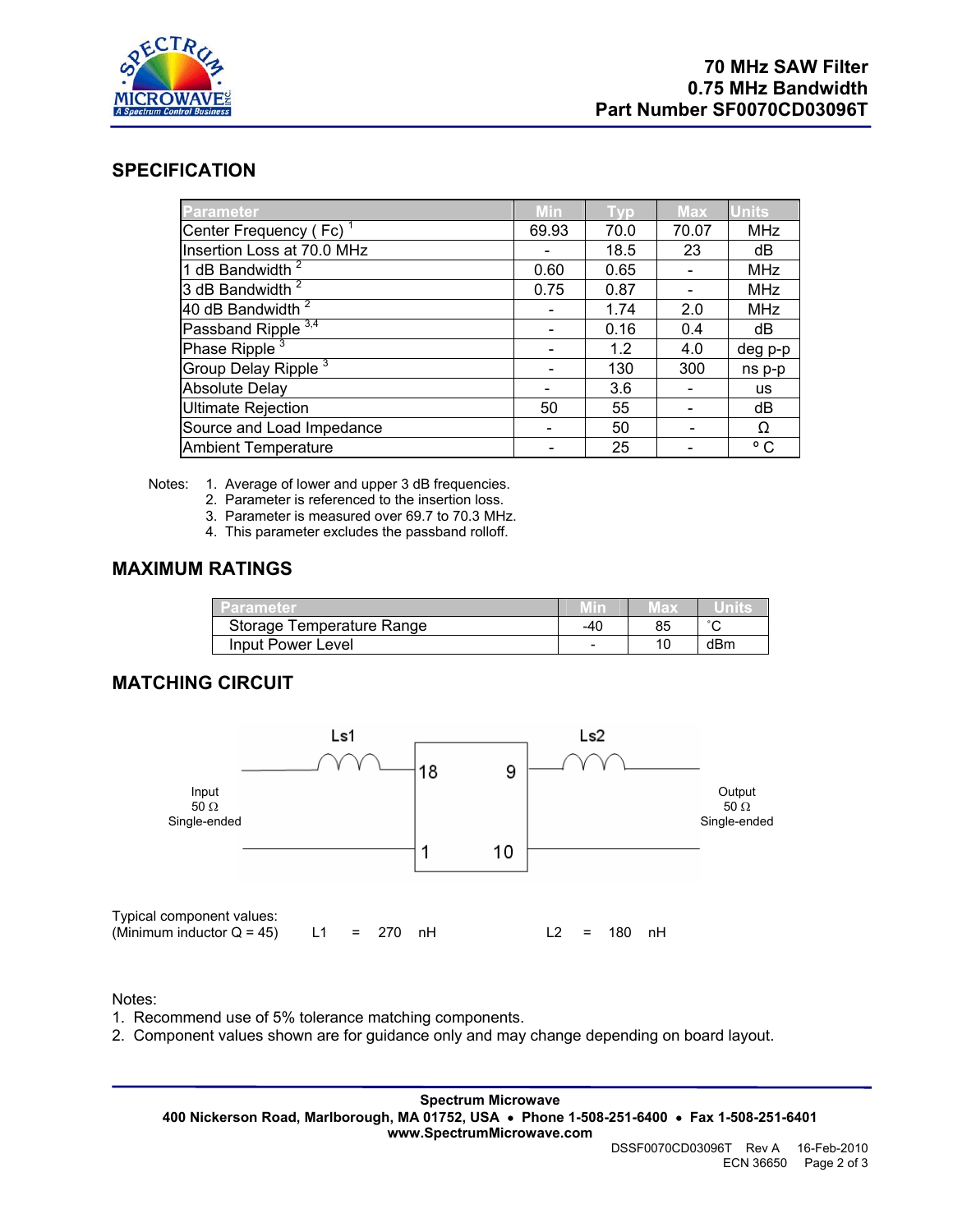**70 MHz SAW Filter**
**0.75 MHz Bandwidth**
**Part Number SF0070CD03096T**

## SPECIFICATION

| Parameter | Min | Typ | Max | Units |
|---|---|---|---|---|
| Center Frequency ( Fc) [1] | 69.93 | 70.0 | 70.07 | MHz |
| Insertion Loss at 70.0 MHz | - | 18.5 | 23 | dB |
| 1 dB Bandwidth [2] | 0.60 | 0.65 | - | MHz |
| 3 dB Bandwidth [2] | 0.75 | 0.87 | - | MHz |
| 40 dB Bandwidth [2] | - | 1.74 | 2.0 | MHz |
| Passband Ripple [3,4] | - | 0.16 | 0.4 | dB |
| Phase Ripple [3] | - | 1.2 | 4.0 | deg p-p |
| Group Delay Ripple [3] | - | 130 | 300 | ns p-p |
| Absolute Delay | - | 3.6 | - | us |
| Ultimate Rejection | 50 | 55 | - | dB |
| Source and Load Impedance | - | 50 | - | Ω |
| Ambient Temperature | - | 25 | - | ° C |

Notes:
1. Average of lower and upper 3 dB frequencies.
2. Parameter is referenced to the insertion loss.
3. Parameter is measured over 69.7 to 70.3 MHz.
4. This parameter excludes the passband rolloff.

## MAXIMUM RATINGS

| Parameter | Min | Max | Units |
|---|---|---|---|
| Storage Temperature Range | -40 | 85 | ˚C |
| Input Power Level | - | 10 | dBm |

## MATCHING CIRCUIT

Input 50 Ω Single-ended — Ls1 — pins 18 / 1 — [SAW Filter] — pins 9 / 10 — Ls2 — Output 50 Ω Single-ended

Typical component values:
(Minimum inductor Q = 45) L1 = 270 nH L2 = 180 nH

Notes:
1. Recommend use of 5% tolerance matching components.
2. Component values shown are for guidance only and may change depending on board layout.

**Spectrum Microwave**
**400 Nickerson Road, Marlborough, MA 01752, USA • Phone 1-508-251-6400 • Fax 1-508-251-6401**
**www.SpectrumMicrowave.com**

DSSF0070CD03096T Rev A 16-Feb-2010
ECN 36650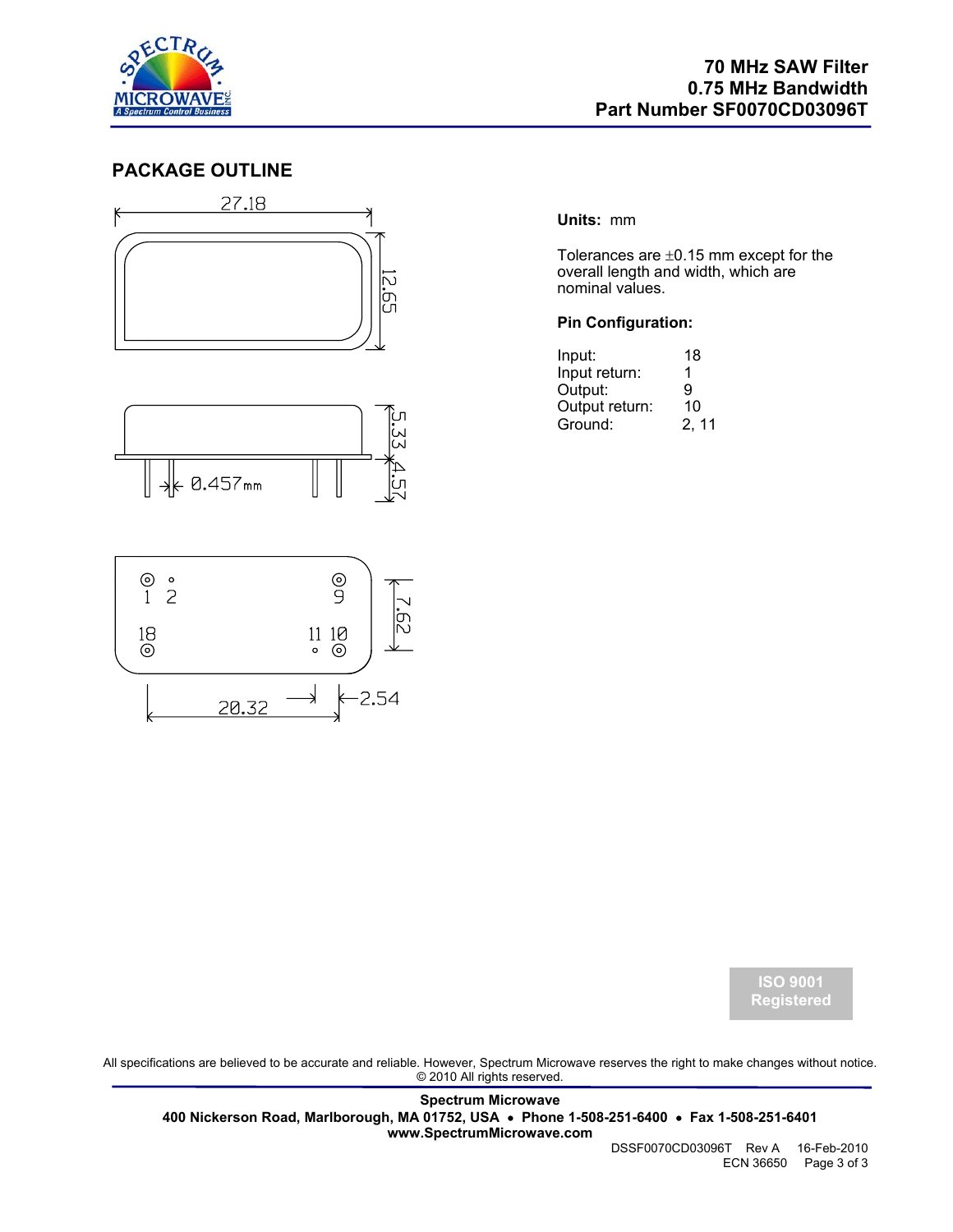# 70 MHz SAW Filter
# 0.75 MHz Bandwidth
# Part Number SF0070CD03096T

## PACKAGE OUTLINE

27.18

12.65

5.33

4.57

0.457mm

1 2 9

18 11 10

7.62

20.32

2.54

**Units:** mm

Tolerances are ±0.15 mm except for the overall length and width, which are nominal values.

**Pin Configuration:**

| | |
|---|---|
| Input: | 18 |
| Input return: | 1 |
| Output: | 9 |
| Output return: | 10 |
| Ground: | 2, 11 |

ISO 9001 Registered

All specifications are believed to be accurate and reliable. However, Spectrum Microwave reserves the right to make changes without notice.
© 2010 All rights reserved.

**Spectrum Microwave**
**400 Nickerson Road, Marlborough, MA 01752, USA • Phone 1-508-251-6400 • Fax 1-508-251-6401**
**www.SpectrumMicrowave.com**

DSSF0070CD03096T Rev A 16-Feb-2010
ECN 36650